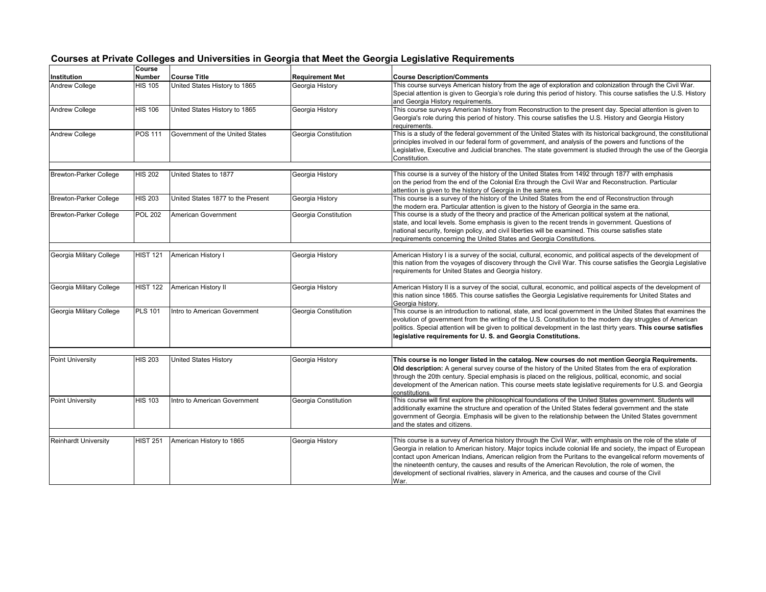# Courses at Private Colleges and Universities in Georgia that Meet the Georgia Legislative Requirements

| Institution | Course Number | Course Title | Requirement Met | Course Description/Comments |
|---|---|---|---|---|
| Andrew College | HIS 105 | United States History to 1865 | Georgia History | This course surveys American history from the age of exploration and colonization through the Civil War. Special attention is given to Georgia's role during this period of history. This course satisfies the U.S. History and Georgia History requirements. |
| Andrew College | HIS 106 | United States History to 1865 | Georgia History | This course surveys American history from Reconstruction to the present day. Special attention is given to Georgia's role during this period of history. This course satisfies the U.S. History and Georgia History requirements. |
| Andrew College | POS 111 | Government of the United States | Georgia Constitution | This is a study of the federal government of the United States with its historical background, the constitutional principles involved in our federal form of government, and analysis of the powers and functions of the Legislative, Executive and Judicial branches. The state government is studied through the use of the Georgia Constitution. |
| | | | | |
| Brewton-Parker College | HIS 202 | United States to 1877 | Georgia History | This course is a survey of the history of the United States from 1492 through 1877 with emphasis on the period from the end of the Colonial Era through the Civil War and Reconstruction. Particular attention is given to the history of Georgia in the same era. |
| Brewton-Parker College | HIS 203 | United States 1877 to the Present | Georgia History | This course is a survey of the history of the United States from the end of Reconstruction through the modern era. Particular attention is given to the history of Georgia in the same era. |
| Brewton-Parker College | POL 202 | American Government | Georgia Constitution | This course is a study of the theory and practice of the American political system at the national, state, and local levels. Some emphasis is given to the recent trends in government. Questions of national security, foreign policy, and civil liberties will be examined. This course satisfies state requirements concerning the United States and Georgia Constitutions. |
| | | | | |
| Georgia Military College | HIST 121 | American History I | Georgia History | American History I is a survey of the social, cultural, economic, and political aspects of the development of this nation from the voyages of discovery through the Civil War. This course satisfies the Georgia Legislative requirements for United States and Georgia history. |
| Georgia Military College | HIST 122 | American History II | Georgia History | American History II is a survey of the social, cultural, economic, and political aspects of the development of this nation since 1865. This course satisfies the Georgia Legislative requirements for United States and Georgia history. |
| Georgia Military College | PLS 101 | Intro to American Government | Georgia Constitution | This course is an introduction to national, state, and local government in the United States that examines the evolution of government from the writing of the U.S. Constitution to the modern day struggles of American politics. Special attention will be given to political development in the last thirty years. **This course satisfies legislative requirements for U. S. and Georgia Constitutions.** |
| | | | | |
| Point University | HIS 203 | United States History | Georgia History | **This course is no longer listed in the catalog. New courses do not mention Georgia Requirements. Old description:** A general survey course of the history of the United States from the era of exploration through the 20th century. Special emphasis is placed on the religious, political, economic, and social development of the American nation. This course meets state legislative requirements for U.S. and Georgia constitutions. |
| Point University | HIS 103 | Intro to American Government | Georgia Constitution | This course will first explore the philosophical foundations of the United States government. Students will additionally examine the structure and operation of the United States federal government and the state government of Georgia. Emphasis will be given to the relationship between the United States government and the states and citizens. |
| | | | | |
| Reinhardt University | HIST 251 | American History to 1865 | Georgia History | This course is a survey of America history through the Civil War, with emphasis on the role of the state of Georgia in relation to American history. Major topics include colonial life and society, the impact of European contact upon American Indians, American religion from the Puritans to the evangelical reform movements of the nineteenth century, the causes and results of the American Revolution, the role of women, the development of sectional rivalries, slavery in America, and the causes and course of the Civil War. |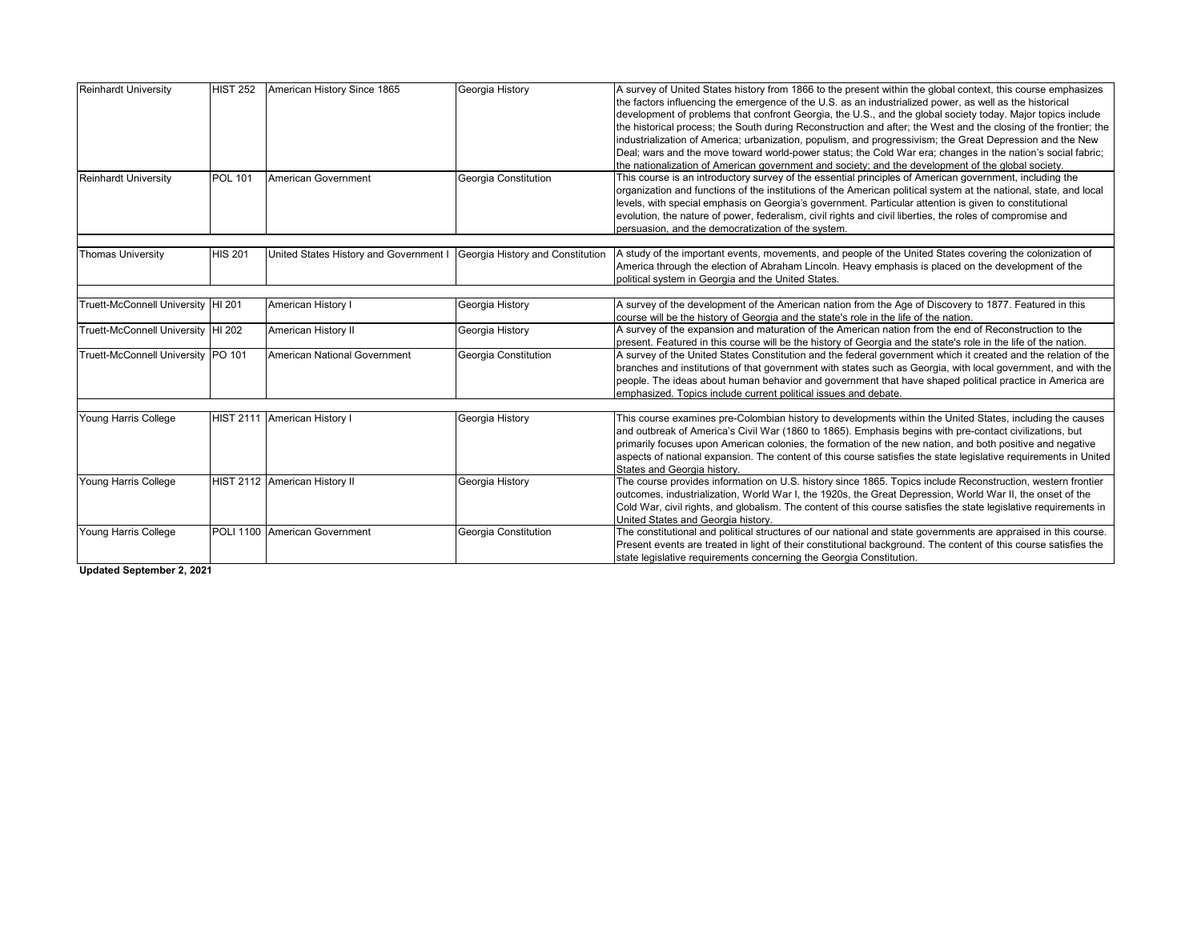| | | | | |
|---|---|---|---|---|
| Reinhardt University | HIST 252 | American History Since 1865 | Georgia History | A survey of United States history from 1866 to the present within the global context, this course emphasizes the factors influencing the emergence of the U.S. as an industrialized power, as well as the historical development of problems that confront Georgia, the U.S., and the global society today. Major topics include the historical process; the South during Reconstruction and after; the West and the closing of the frontier; the industrialization of America; urbanization, populism, and progressivism; the Great Depression and the New Deal; wars and the move toward world-power status; the Cold War era; changes in the nation's social fabric; the nationalization of American government and society; and the development of the global society. |
| Reinhardt University | POL 101 | American Government | Georgia Constitution | This course is an introductory survey of the essential principles of American government, including the organization and functions of the institutions of the American political system at the national, state, and local levels, with special emphasis on Georgia's government. Particular attention is given to constitutional evolution, the nature of power, federalism, civil rights and civil liberties, the roles of compromise and persuasion, and the democratization of the system. |
| | | | | |
| Thomas University | HIS 201 | United States History and Government I | Georgia History and Constitution | A study of the important events, movements, and people of the United States covering the colonization of America through the election of Abraham Lincoln. Heavy emphasis is placed on the development of the political system in Georgia and the United States. |
| | | | | |
| Truett-McConnell University | HI 201 | American History I | Georgia History | A survey of the development of the American nation from the Age of Discovery to 1877. Featured in this course will be the history of Georgia and the state's role in the life of the nation. |
| Truett-McConnell University | HI 202 | American History II | Georgia History | A survey of the expansion and maturation of the American nation from the end of Reconstruction to the present. Featured in this course will be the history of Georgia and the state's role in the life of the nation. |
| Truett-McConnell University | PO 101 | American National Government | Georgia Constitution | A survey of the United States Constitution and the federal government which it created and the relation of the branches and institutions of that government with states such as Georgia, with local government, and with the people. The ideas about human behavior and government that have shaped political practice in America are emphasized. Topics include current political issues and debate. |
| | | | | |
| Young Harris College | HIST 2111 | American History I | Georgia History | This course examines pre-Colombian history to developments within the United States, including the causes and outbreak of America's Civil War (1860 to 1865). Emphasis begins with pre-contact civilizations, but primarily focuses upon American colonies, the formation of the new nation, and both positive and negative aspects of national expansion. The content of this course satisfies the state legislative requirements in United States and Georgia history. |
| Young Harris College | HIST 2112 | American History II | Georgia History | The course provides information on U.S. history since 1865. Topics include Reconstruction, western frontier outcomes, industrialization, World War I, the 1920s, the Great Depression, World War II, the onset of the Cold War, civil rights, and globalism. The content of this course satisfies the state legislative requirements in United States and Georgia history. |
| Young Harris College | POLI 1100 | American Government | Georgia Constitution | The constitutional and political structures of our national and state governments are appraised in this course. Present events are treated in light of their constitutional background. The content of this course satisfies the state legislative requirements concerning the Georgia Constitution. |

**Updated September 2, 2021**